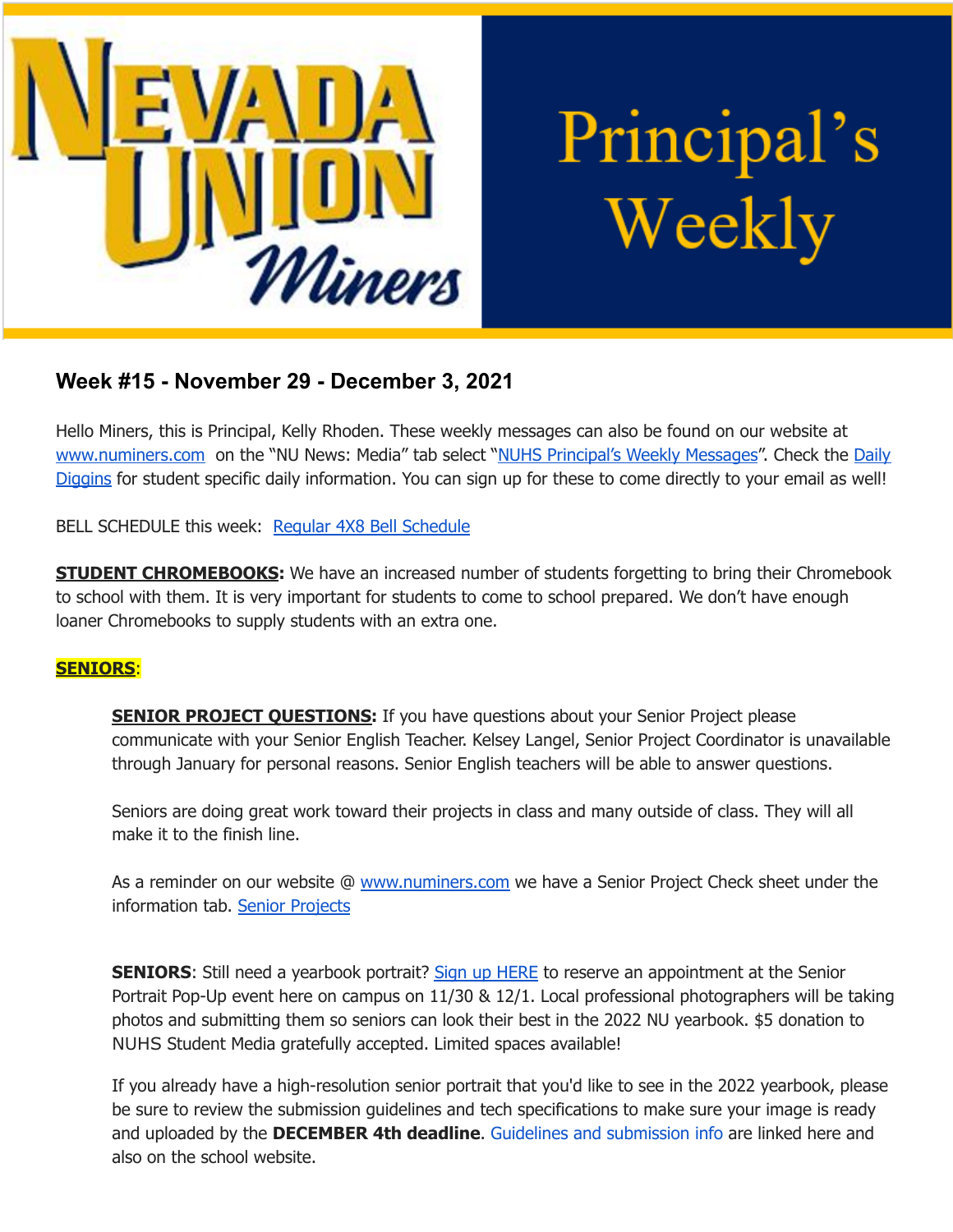# Nevada Union Miners — Principal's Weekly

## Week #15 - November 29 - December 3, 2021

Hello Miners, this is Principal, Kelly Rhoden. These weekly messages can also be found on our website at www.numiners.com on the "NU News: Media" tab select "NUHS Principal's Weekly Messages". Check the Daily Diggins for student specific daily information. You can sign up for these to come directly to your email as well!

BELL SCHEDULE this week: Regular 4X8 Bell Schedule

**STUDENT CHROMEBOOKS:** We have an increased number of students forgetting to bring their Chromebook to school with them. It is very important for students to come to school prepared. We don't have enough loaner Chromebooks to supply students with an extra one.

**SENIORS**:

> **SENIOR PROJECT QUESTIONS:** If you have questions about your Senior Project please communicate with your Senior English Teacher. Kelsey Langel, Senior Project Coordinator is unavailable through January for personal reasons. Senior English teachers will be able to answer questions.
>
> Seniors are doing great work toward their projects in class and many outside of class. They will all make it to the finish line.
>
> As a reminder on our website @ www.numiners.com we have a Senior Project Check sheet under the information tab. Senior Projects
>
> **SENIORS**: Still need a yearbook portrait? Sign up HERE to reserve an appointment at the Senior Portrait Pop-Up event here on campus on 11/30 & 12/1. Local professional photographers will be taking photos and submitting them so seniors can look their best in the 2022 NU yearbook. $5 donation to NUHS Student Media gratefully accepted. Limited spaces available!
>
> If you already have a high-resolution senior portrait that you'd like to see in the 2022 yearbook, please be sure to review the submission guidelines and tech specifications to make sure your image is ready and uploaded by the **DECEMBER 4th deadline**. Guidelines and submission info are linked here and also on the school website.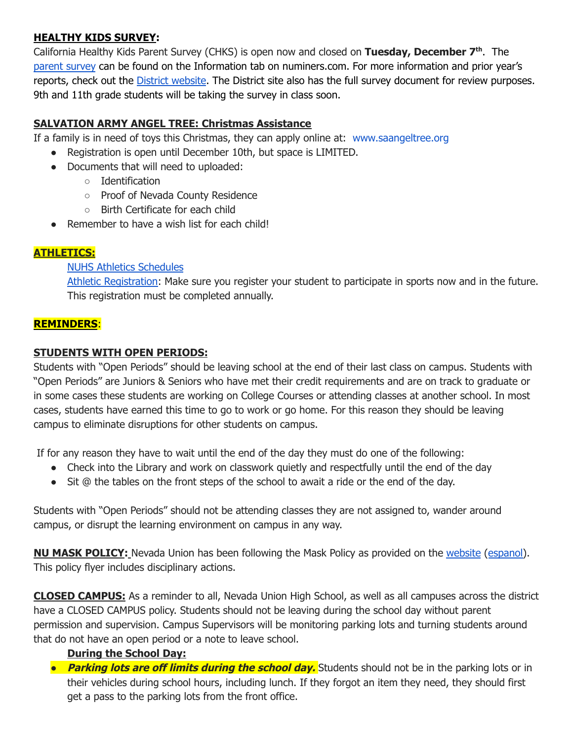**HEALTHY KIDS SURVEY:**

California Healthy Kids Parent Survey (CHKS) is open now and closed on **Tuesday, December 7th**. The parent survey can be found on the Information tab on numiners.com. For more information and prior year's reports, check out the District website. The District site also has the full survey document for review purposes. 9th and 11th grade students will be taking the survey in class soon.

**SALVATION ARMY ANGEL TREE: Christmas Assistance**

If a family is in need of toys this Christmas, they can apply online at: www.saangeltree.org

- Registration is open until December 10th, but space is LIMITED.
- Documents that will need to uploaded:
  - Identification
  - Proof of Nevada County Residence
  - Birth Certificate for each child
- Remember to have a wish list for each child!

**ATHLETICS:**

NUHS Athletics Schedules

Athletic Registration: Make sure you register your student to participate in sports now and in the future. This registration must be completed annually.

**REMINDERS**:

**STUDENTS WITH OPEN PERIODS:**

Students with "Open Periods" should be leaving school at the end of their last class on campus. Students with "Open Periods" are Juniors & Seniors who have met their credit requirements and are on track to graduate or in some cases these students are working on College Courses or attending classes at another school. In most cases, students have earned this time to go to work or go home. For this reason they should be leaving campus to eliminate disruptions for other students on campus.

If for any reason they have to wait until the end of the day they must do one of the following:

- Check into the Library and work on classwork quietly and respectfully until the end of the day
- Sit @ the tables on the front steps of the school to await a ride or the end of the day.

Students with "Open Periods" should not be attending classes they are not assigned to, wander around campus, or disrupt the learning environment on campus in any way.

**NU MASK POLICY:** Nevada Union has been following the Mask Policy as provided on the website (espanol). This policy flyer includes disciplinary actions.

**CLOSED CAMPUS:** As a reminder to all, Nevada Union High School, as well as all campuses across the district have a CLOSED CAMPUS policy. Students should not be leaving during the school day without parent permission and supervision. Campus Supervisors will be monitoring parking lots and turning students around that do not have an open period or a note to leave school.

**During the School Day:**

- ***Parking lots are off limits during the school day.*** Students should not be in the parking lots or in their vehicles during school hours, including lunch. If they forgot an item they need, they should first get a pass to the parking lots from the front office.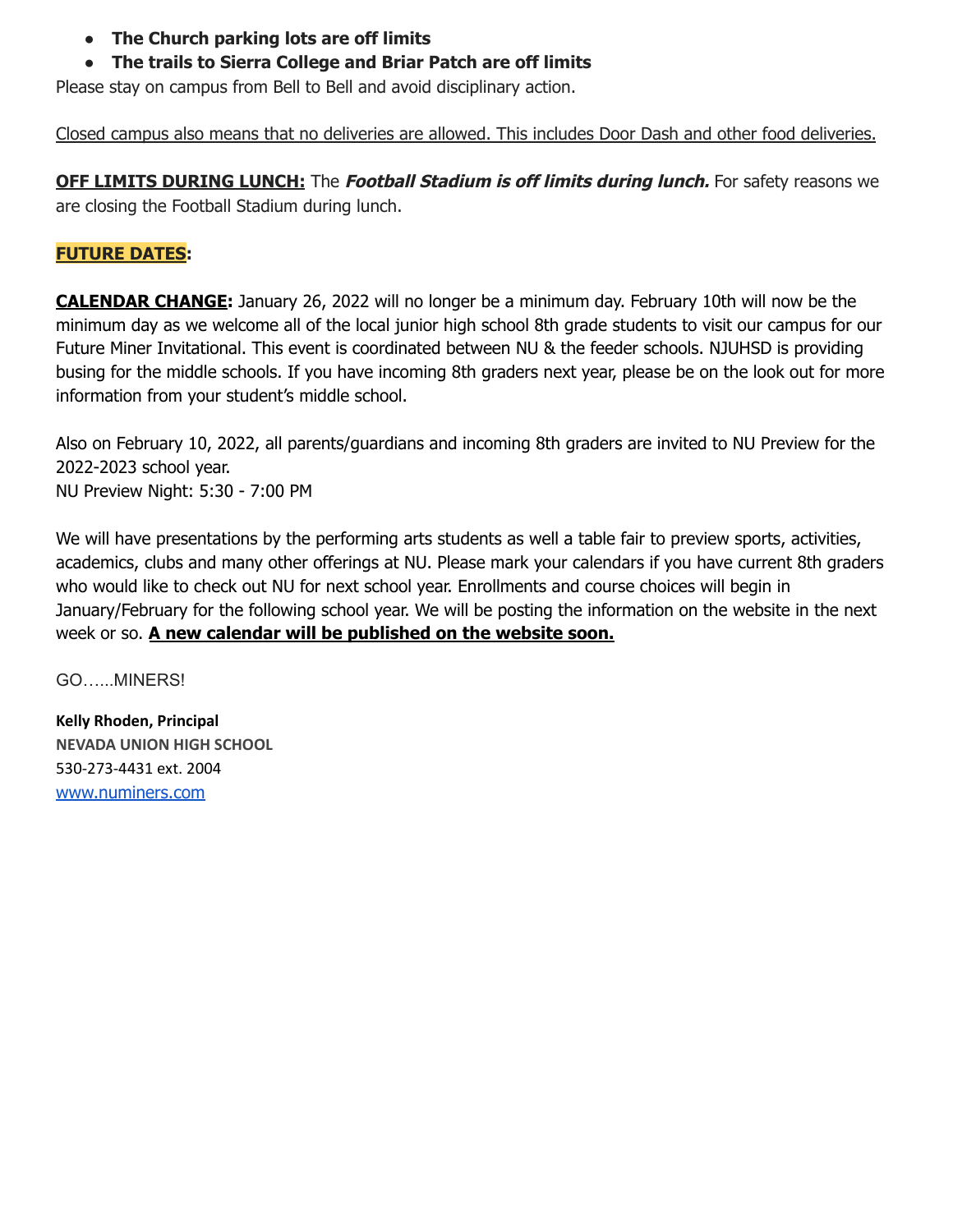- **The Church parking lots are off limits**
- **The trails to Sierra College and Briar Patch are off limits**

Please stay on campus from Bell to Bell and avoid disciplinary action.

Closed campus also means that no deliveries are allowed. This includes Door Dash and other food deliveries.

**OFF LIMITS DURING LUNCH:** The ***Football Stadium is off limits during lunch.*** For safety reasons we are closing the Football Stadium during lunch.

**FUTURE DATES:**

**CALENDAR CHANGE:** January 26, 2022 will no longer be a minimum day. February 10th will now be the minimum day as we welcome all of the local junior high school 8th grade students to visit our campus for our Future Miner Invitational. This event is coordinated between NU & the feeder schools. NJUHSD is providing busing for the middle schools. If you have incoming 8th graders next year, please be on the look out for more information from your student's middle school.

Also on February 10, 2022, all parents/guardians and incoming 8th graders are invited to NU Preview for the 2022-2023 school year.
NU Preview Night: 5:30 - 7:00 PM

We will have presentations by the performing arts students as well a table fair to preview sports, activities, academics, clubs and many other offerings at NU. Please mark your calendars if you have current 8th graders who would like to check out NU for next school year. Enrollments and course choices will begin in January/February for the following school year. We will be posting the information on the website in the next week or so. **A new calendar will be published on the website soon.**

GO…...MINERS!

**Kelly Rhoden, Principal**
**NEVADA UNION HIGH SCHOOL**
530-273-4431 ext. 2004
www.numiners.com